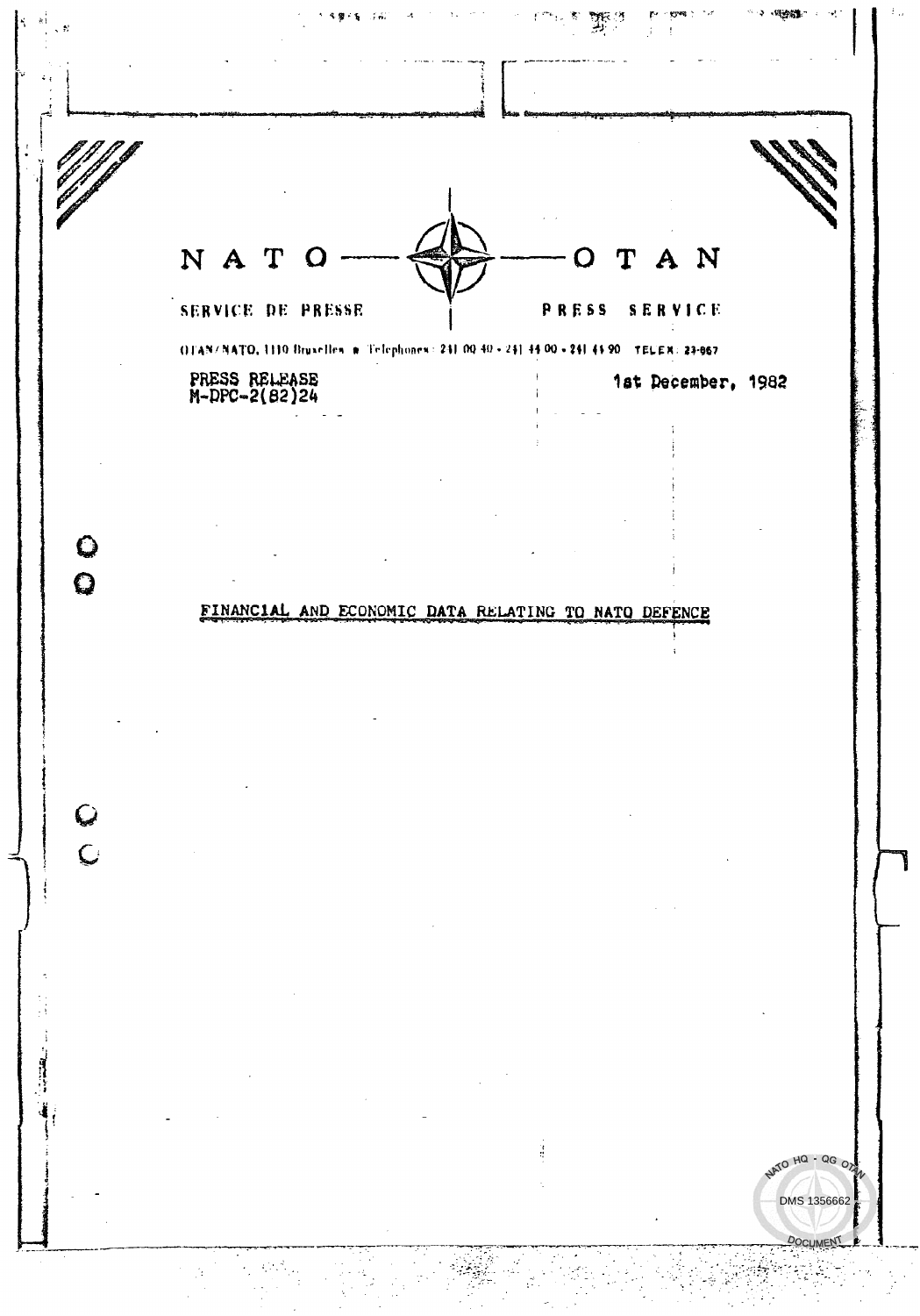NATO — OTAN

SERVICE DE PRESSE | PRESS SERVICE

OTAN/NATO, 1110 Bruxelles • Telephones : 241 00 40 - 241 44 00 - 241 44 90   TELEX: 23-867

PRESS RELEASE
M-DPC-2(82)24

1st December, 1982

# FINANCIAL AND ECONOMIC DATA RELATING TO NATO DEFENCE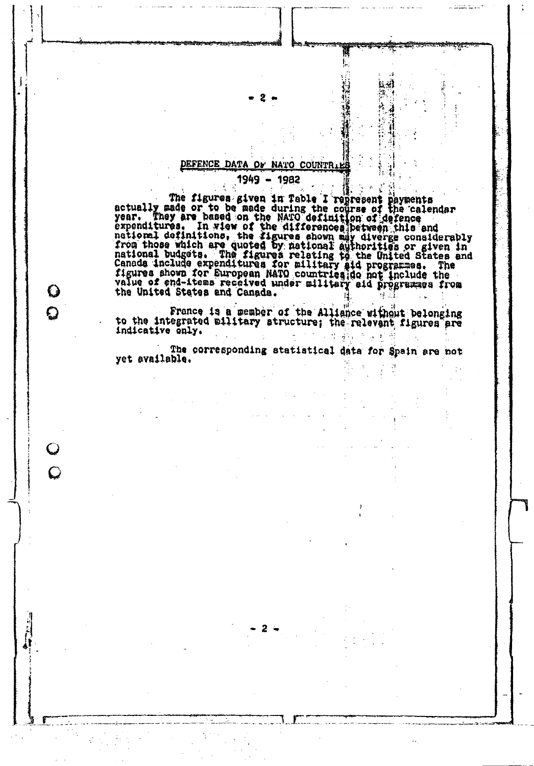## DEFENCE DATA OF NATO COUNTRIES

## 1949 - 1982

The figures given in Table I represent payments actually made or to be made during the course of the calendar year. They are based on the NATO definition of defence expenditures. In view of the differences between this and national definitions, the figures shown may diverge considerably from those which are quoted by national authorities or given in national budgets. The figures relating to the United States and Canada include expenditures for military aid programmes. The figures shown for European NATO countries do not include the value of end-items received under military aid programmes from the United States and Canada.

France is a member of the Alliance without belonging to the integrated military structure; the relevant figures are indicative only.

The corresponding statistical data for Spain are not yet available.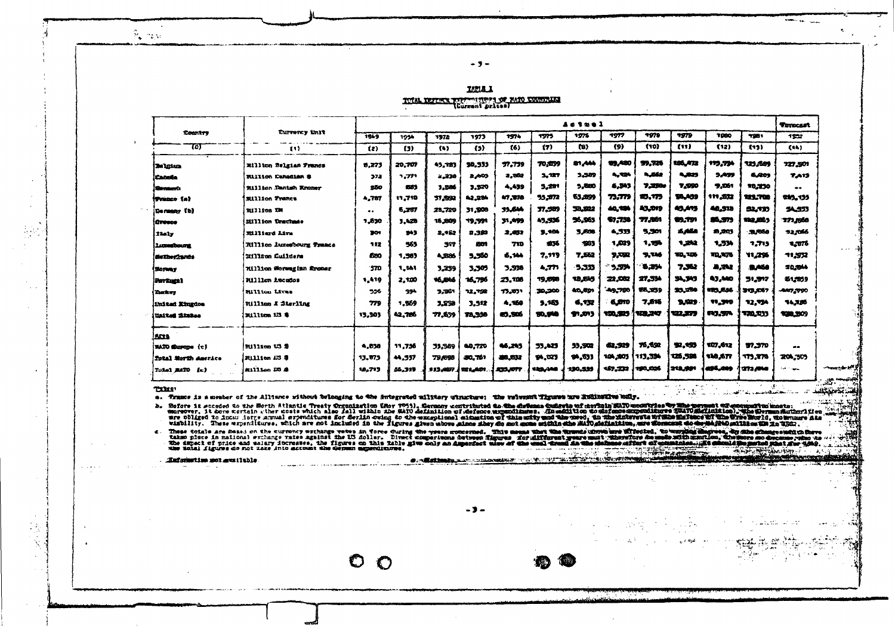# TABLE I

## TOTAL DEFENCE EXPENDITURES OF NATO COUNTRIES
(current prices)

| Country | Currency Unit | Actual | | | | | | | | | | | | Forecast |
|---|---|---|---|---|---|---|---|---|---|---|---|---|---|---|
| | | 1949 | 1954 | 1972 | 1973 | 1974 | 1975 | 1976 | 1977 | 1978 | 1979 | 1980 | 1981 | 1982 |
| (0) | (1) | (2) | (3) | (4) | (5) | (6) | (7) | (8) | (9) | (10) | (11) | (12) | (13) | (14) |
| Belgium | Million Belgian Francs | 8,273 | 20,707 | 45,183 | 50,533 | 57,739 | 70,899 | 81,444 | 89,480 | 99,726 | 106,472 | 115,754 | 125,689 | 127,501 |
| Canada | Million Canadian $ | 372 | 1,771 | 2,238 | 2,405 | 2,862 | 3,127 | 3,589 | 4,124 | 4,662 | 4,855 | 5,499 | 6,209 | 7,413 |
| Denmark | Million Danish Kroner | 350 | 883 | 3,186 | 3,320 | 4,439 | 5,281 | 5,680 | 6,343 | 7,250e | 7,990 | 9,061 | 10,230 | .. |
| France (a) | Million Francs | 4,787 | 11,710 | 37,992 | 42,284 | 47,878 | 55,972 | 63,899 | 73,779 | 85,175 | 96,459 | 111,522 | 123,708 | 185,135 |
| Germany (b) | Million DM | .. | 6,287 | 28,720 | 31,908 | 35,644 | 37,589 | 38,922 | 40,184 | 43,019 | 45,415 | 48,518 | 52,193 | 54,553 |
| Greece | Million Drachmae | 1,630 | 3,428 | 15,809 | 19,991 | 31,499 | 43,936 | 56,963 | 67,738 | 77,861 | 89,791 | 86,373 | 142,863 | 171,868 |
| Italy | Milliard Lire | 304 | 543 | 2,452 | 2,382 | 2,852 | 3,104 | 3,608 | 4,533 | 5,301 | 6,468 | 8,203 | 10,856 | 12,066 |
| Luxembourg | Million Luxembourg Francs | 112 | 565 | 597 | 801 | 710 | 856 | 903 | 1,029 | 1,154 | 1,242 | 1,534 | 1,713 | 1,876 |
| Netherlands | Million Guilders | 680 | 1,583 | 4,886 | 5,350 | 6,144 | 7,119 | 7,662 | 9,092 | 9,146 | 10,106 | 10,476 | 11,296 | 11,932 |
| Norway | Million Norwegian Kroner | 370 | 1,141 | 3,239 | 3,505 | 3,938 | 4,771 | 5,333 | 5,934 | 6,854 | 7,362 | 8,242 | 9,468 | 10,844 |
| Portugal | Million Escudos | 1,419 | 2,100 | 16,846 | 16,796 | 23,108 | 19,898 | 18,845 | 22,082 | 27,354 | 34,343 | 43,440 | 51,917 | 61,859 |
| Turkey | Million Liras | 556 | 994 | 9,051 | 12,198 | 15,831 | 30,200 | 40,801 | 49,700 | 65,359 | 93,790 | 185,866 | 313,067 | 447,990 |
| United Kingdom | Million £ Sterling | 779 | 1,569 | 3,258 | 3,512 | 4,160 | 5,165 | 6,132 | 6,810 | 7,616 | 9,029 | 11,390 | 12,934 | 14,326 |
| United States | Million US $ | 13,503 | 42,786 | 77,639 | 78,358 | 85,906 | 90,948 | 91,013 | 100,925 | 109,247 | 122,279 | 143,974 | 170,533 | 198,509 |
| **Area** | | | | | | | | | | | | | | |
| NATO Europe (c) | Million US $ | 4,838 | 11,736 | 33,569 | 40,720 | 46,245 | 53,423 | 53,902 | 62,929 | 75,692 | 92,183 | 107,612 | 97,370 | -- |
| Total North America | Million US $ | 13,875 | 44,557 | 79,888 | 80,761 | 88,832 | 94,023 | 94,633 | 104,803 | 113,334 | 126,598 | 148,677 | 175,778 | 204,303 |
| Total NATO (c) | Million US $ | 18,713 | 56,319 | 113,457 | 121,481 | 135,077 | 149,446 | 150,535 | 167,732 | 190,026 | 218,781 | 256,289 | 273,148 | -- |

**Notes:**

a. France is a member of the Alliance without belonging to the integrated military structure; the relevant figures are indicative only.

b. Before it acceded to the North Atlantic Treaty Organization (May 1955), Germany contributed to the defence budgets of certain NATO countries by the payment of occupation costs; moreover, it bore certain other costs which also fall within the NATO definition of defence expenditures. In addition to defence expenditure (NATO definition), the German Authorities are obliged to incur large annual expenditures for Berlin owing to the exceptional situation of this city and the need, in the interests of the defence of the Free World, to ensure its viability. These expenditures, which are not included in the figures given above since they do not come within the NATO definition, are forecast to be ... million DM in 1982.

c. These totals are based on the currency exchange rates in force during the years concerned. This means that the trends shown are affected, to varying degrees, by the changes which have taken place in national exchange rates against the US dollar. Direct comparisons between figures for different years must therefore be made with caution. Moreover, as they do not take into account the impact of price and salary increases, the figures on this table give only an imperfect view of the real trend in the defence effort of countries. ... The total figures do not take into account the German expenditures.

.. Information not available

e Estimate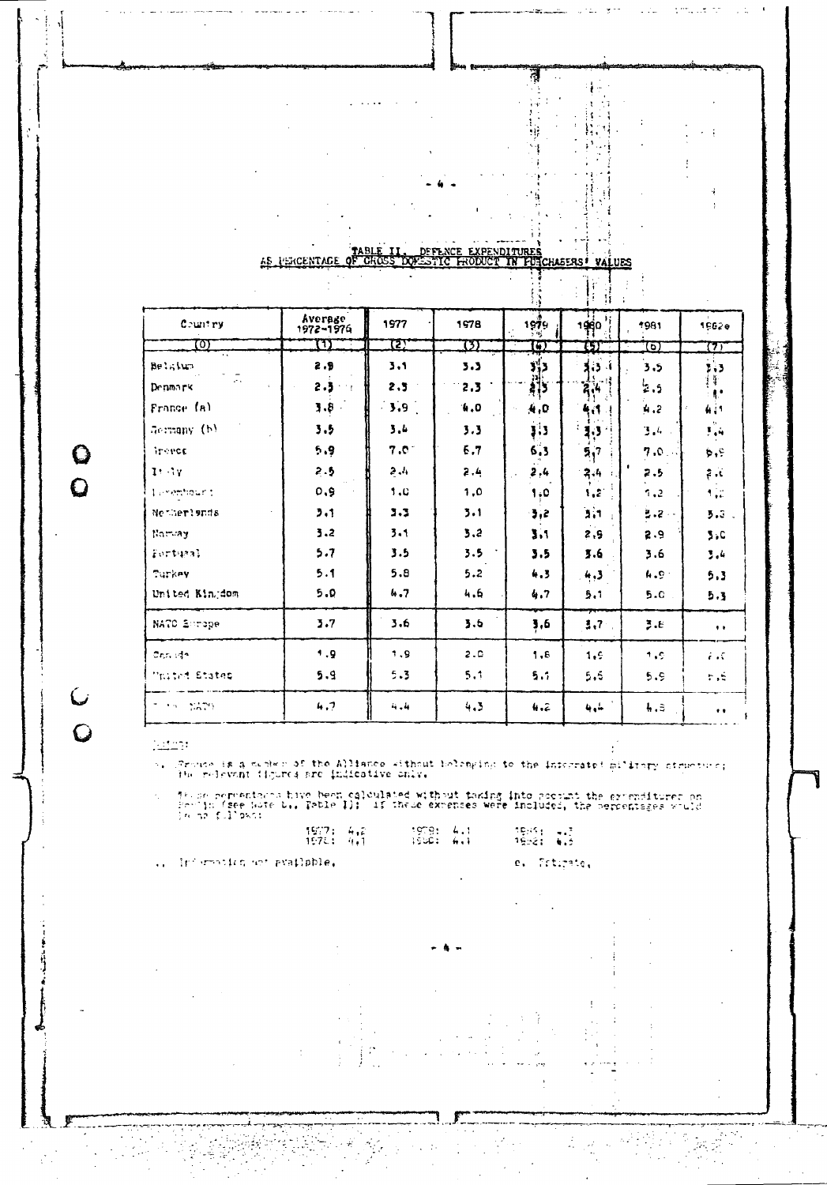TABLE II. DEFENCE EXPENDITURES AS PERCENTAGE OF GROSS DOMESTIC PRODUCT IN PURCHASERS' VALUES

| Country | Average 1972-1976 | 1977 | 1978 | 1979 | 1980 | 1981 | 1982e |
|---|---|---|---|---|---|---|---|
| (0) | (1) | (2) | (3) | (4) | (5) | (6) | (7) |
| Belgium | 2.9 | 3.1 | 3.3 | 3.3 | 3.3 | 3.5 | 3.3 |
| Denmark | 2.3 | 2.3 | 2.3 | 2.3 | 2.4 | 2.5 | .. |
| France (a) | 3.8 | 3.9 | 4.0 | 4.0 | 4.1 | 4.2 | 4.1 |
| Germany (b) | 3.5 | 3.4 | 3.3 | 3.3 | 3.3 | 3.4 | 3.4 |
| Greece | 5.9 | 7.0 | 6.7 | 6.3 | 5.7 | 7.0 | 6.9 |
| Italy | 2.5 | 2.4 | 2.4 | 2.4 | 2.4 | 2.5 | 2.6 |
| Luxembourg | 0.9 | 1.0 | 1.0 | 1.0 | 1.2 | 1.2 | 1.2 |
| Netherlands | 3.1 | 3.3 | 3.1 | 3.2 | 3.1 | 3.2 | 3.3 |
| Norway | 3.2 | 3.1 | 3.2 | 3.1 | 2.9 | 2.9 | 3.0 |
| Portugal | 5.7 | 3.5 | 3.5 | 3.5 | 3.6 | 3.6 | 3.4 |
| Turkey | 5.1 | 5.8 | 5.2 | 4.3 | 4.3 | 4.9 | 5.3 |
| United Kingdom | 5.0 | 4.7 | 4.6 | 4.7 | 5.1 | 5.0 | 5.3 |
| NATO Europe | 3.7 | 3.6 | 3.6 | 3.6 | 3.7 | 3.8 | .. |
| Canada | 1.9 | 1.9 | 2.0 | 1.8 | 1.9 | 1.9 | 2.0 |
| United States | 5.9 | 5.3 | 5.1 | 5.1 | 5.5 | 5.9 | 6.5 |
| Total NATO | 4.7 | 4.4 | 4.3 | 4.2 | 4.4 | 4.5 | .. |

NOTES:

a. France is a member of the Alliance without belonging to the integrated military structure; the relevant figures are indicative only.

b. These percentages have been calculated without taking into account the expenditures on Berlin (see note b., Table I); if these expenses were included, the percentages would be as follows:

1977: 4.2 &nbsp;&nbsp; 1979: 4.1 &nbsp;&nbsp; 1981: 4.3
1978: 4.1 &nbsp;&nbsp; 1980: 4.1 &nbsp;&nbsp; 1982: 4.3

.. Information not available. &nbsp;&nbsp;&nbsp;&nbsp; e. Estimate.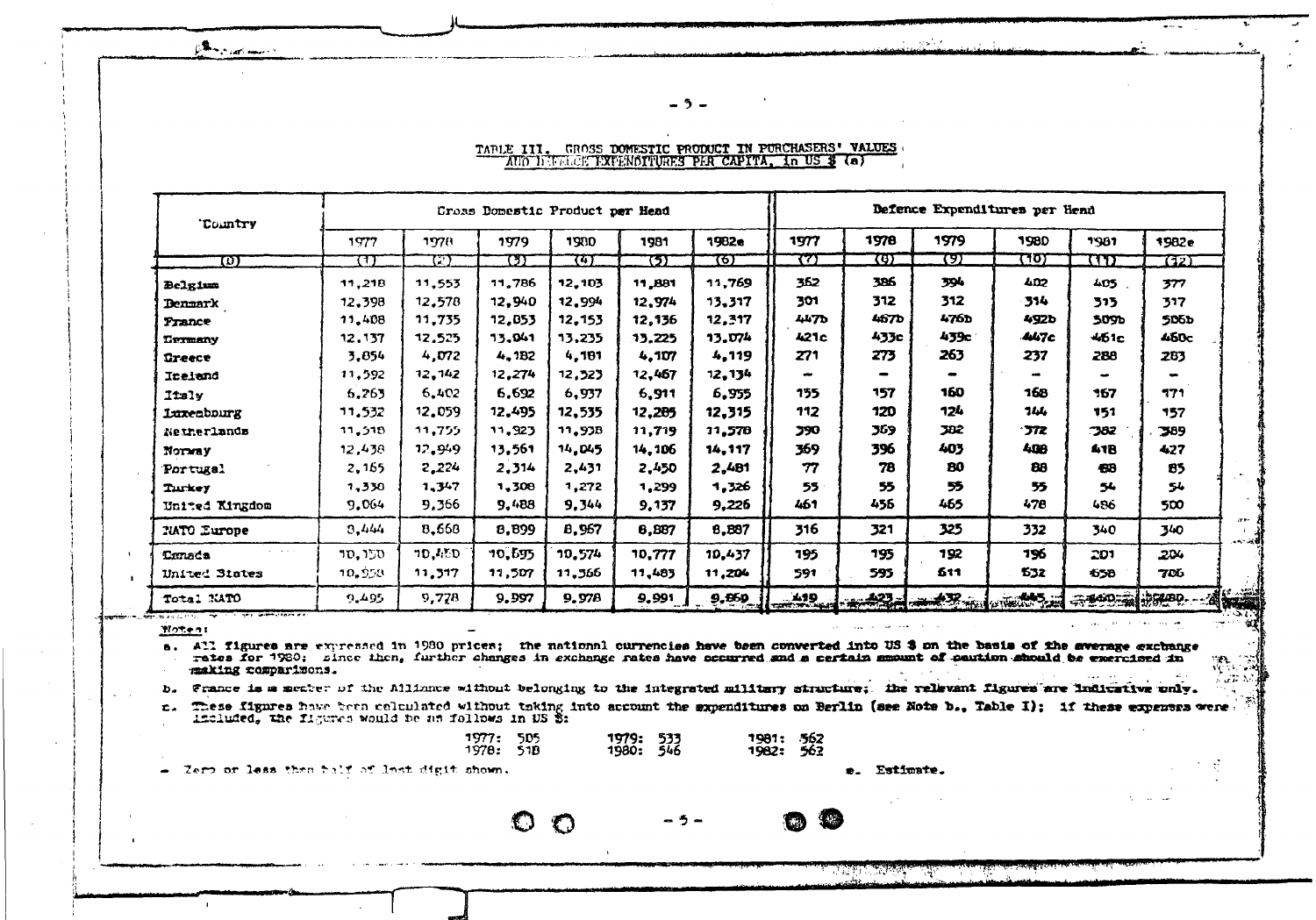## TABLE III. GROSS DOMESTIC PRODUCT IN PURCHASERS' VALUES AND DEFENCE EXPENDITURES PER CAPITA, in US $ (a)

| Country | Gross Domestic Product per Head | | | | | | Defence Expenditures per Head | | | | | |
|---|---|---|---|---|---|---|---|---|---|---|---|---|
| | 1977 | 1978 | 1979 | 1980 | 1981 | 1982e | 1977 | 1978 | 1979 | 1980 | 1981 | 1982e |
| (0) | (1) | (2) | (3) | (4) | (5) | (6) | (7) | (8) | (9) | (10) | (11) | (12) |
| Belgium | 11,218 | 11,553 | 11,786 | 12,103 | 11,881 | 11,769 | 362 | 386 | 394 | 402 | 405 | 377 |
| Denmark | 12,398 | 12,578 | 12,940 | 12,994 | 12,974 | 13,317 | 301 | 312 | 312 | 314 | 315 | 317 |
| France | 11,408 | 11,735 | 12,053 | 12,153 | 12,136 | 12,317 | 447b | 467b | 476b | 492b | 509b | 506b |
| Germany | 12,137 | 12,525 | 13,041 | 13,235 | 13,225 | 13,074 | 421c | 433c | 439c | 447c | 461c | 460c |
| Greece | 3,854 | 4,072 | 4,182 | 4,181 | 4,107 | 4,119 | 271 | 273 | 263 | 237 | 288 | 283 |
| Iceland | 11,592 | 12,142 | 12,274 | 12,523 | 12,467 | 12,134 | - | - | - | - | - | - |
| Italy | 6,263 | 6,402 | 6,692 | 6,937 | 6,911 | 6,955 | 155 | 157 | 160 | 168 | 167 | 171 |
| Luxembourg | 11,532 | 12,059 | 12,495 | 12,535 | 12,285 | 12,315 | 112 | 120 | 124 | 144 | 151 | 157 |
| Netherlands | 11,518 | 11,755 | 11,923 | 11,928 | 11,719 | 11,578 | 390 | 369 | 382 | 372 | 382 | 389 |
| Norway | 12,438 | 12,949 | 13,561 | 14,045 | 14,106 | 14,117 | 369 | 396 | 403 | 408 | 418 | 427 |
| Portugal | 2,165 | 2,224 | 2,314 | 2,431 | 2,450 | 2,481 | 77 | 78 | 80 | 88 | 88 | 85 |
| Turkey | 1,338 | 1,347 | 1,308 | 1,272 | 1,299 | 1,326 | 55 | 55 | 55 | 55 | 54 | 54 |
| United Kingdom | 9,064 | 9,366 | 9,488 | 9,344 | 9,137 | 9,226 | 461 | 456 | 465 | 478 | 486 | 500 |
| NATO Europe | 8,444 | 8,668 | 8,899 | 8,967 | 8,887 | 8,887 | 316 | 321 | 325 | 332 | 340 | 340 |
| Canada | 10,150 | 10,450 | 10,695 | 10,574 | 10,777 | 10,437 | 195 | 195 | 192 | 196 | 201 | 204 |
| United States | 10,958 | 11,317 | 11,507 | 11,366 | 11,483 | 11,204 | 591 | 595 | 611 | 632 | 658 | 706 |
| Total NATO | 9,495 | 9,778 | 9,997 | 9,978 | 9,991 | 9,869 | 419 | 423 | 432 | 445 | 460 | 480 |

Notes:

a. All figures are expressed in 1980 prices; the national currencies have been converted into US $ on the basis of the average exchange rates for 1980; since then, further changes in exchange rates have occurred and a certain amount of caution should be exercised in making comparisons.

b. France is a member of the Alliance without belonging to the integrated military structure; the relevant figures are indicative only.

c. These figures have been calculated without taking into account the expenditures on Berlin (see Note b., Table I); if these expenses were included, the figures would be as follows in US $:

1977: 505 1978: 518 1979: 533 1980: 546 1981: 562 1982: 562

\- Zero or less than half of last digit shown.

e. Estimate.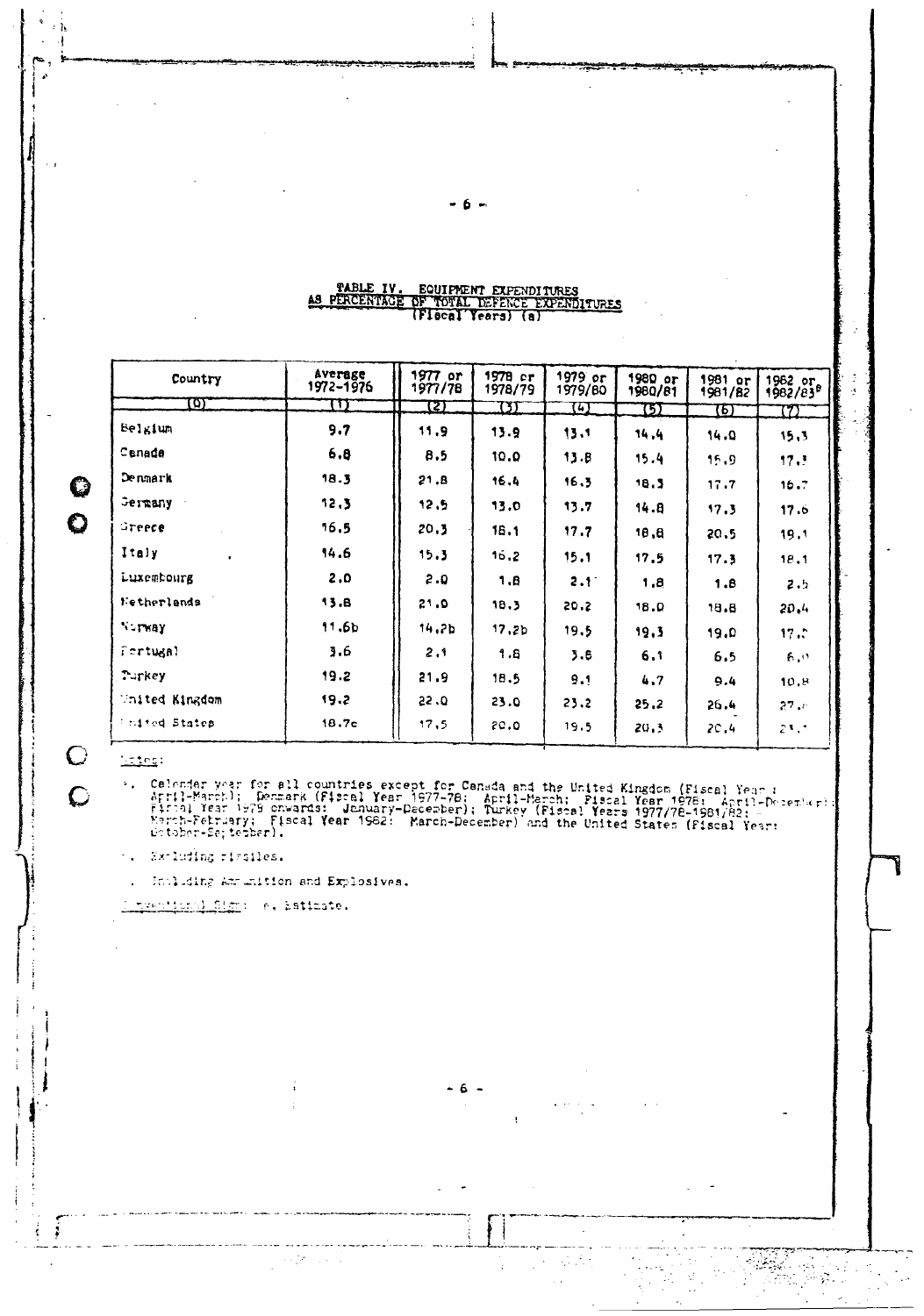## TABLE IV. EQUIPMENT EXPENDITURES AS PERCENTAGE OF TOTAL DEFENCE EXPENDITURES (Fiscal Years) (a)

| Country | Average 1972-1976 | 1977 or 1977/78 | 1978 or 1978/79 | 1979 or 1979/80 | 1980 or 1980/81 | 1981 or 1981/82 | 1982 or 1982/83e |
|---|---|---|---|---|---|---|---|
| (0) | (1) | (2) | (3) | (4) | (5) | (6) | (7) |
| Belgium | 9.7 | 11.9 | 13.9 | 13.1 | 14.4 | 14.0 | 15.3 |
| Canada | 6.8 | 8.5 | 10.0 | 13.8 | 15.4 | 15.9 | 17.3 |
| Denmark | 18.3 | 21.8 | 16.4 | 16.3 | 18.3 | 17.7 | 16.7 |
| Germany | 12.3 | 12.5 | 13.0 | 13.7 | 14.8 | 17.3 | 17.6 |
| Greece | 16.5 | 20.3 | 18.1 | 17.7 | 18.8 | 20.5 | 19.1 |
| Italy | 14.6 | 15.3 | 16.2 | 15.1 | 17.5 | 17.3 | 18.1 |
| Luxembourg | 2.0 | 2.0 | 1.8 | 2.1 | 1.8 | 1.8 | 2.5 |
| Netherlands | 13.8 | 21.0 | 18.3 | 20.2 | 18.0 | 18.8 | 20.4 |
| Norway | 11.6b | 14.2b | 17.2b | 19.5 | 19.3 | 19.0 | 17.2 |
| Portugal | 3.6 | 2.1 | 1.8 | 3.8 | 6.1 | 6.5 | 6.0 |
| Turkey | 19.2 | 21.9 | 18.5 | 9.1 | 4.7 | 9.4 | 10.8 |
| United Kingdom | 19.2 | 22.0 | 23.0 | 23.2 | 25.2 | 26.4 | 27.0 |
| United States | 18.7c | 17.5 | 20.0 | 19.5 | 20.3 | 20.4 | 23.7 |

Notes:

a. Calendar year for all countries except for Canada and the United Kingdom (Fiscal Year: April-March); Denmark (Fiscal Year 1977-78: April-March; Fiscal Year 1978: April-December; Fiscal Year 1979 onwards: January-December); Turkey (Fiscal Years 1977/78-1981/82: March-February; Fiscal Year 1982: March-December) and the United States (Fiscal Year: October-September).

b. Excluding missiles.

c. Including Ammunition and Explosives.

Conventional Sign: e. Estimate.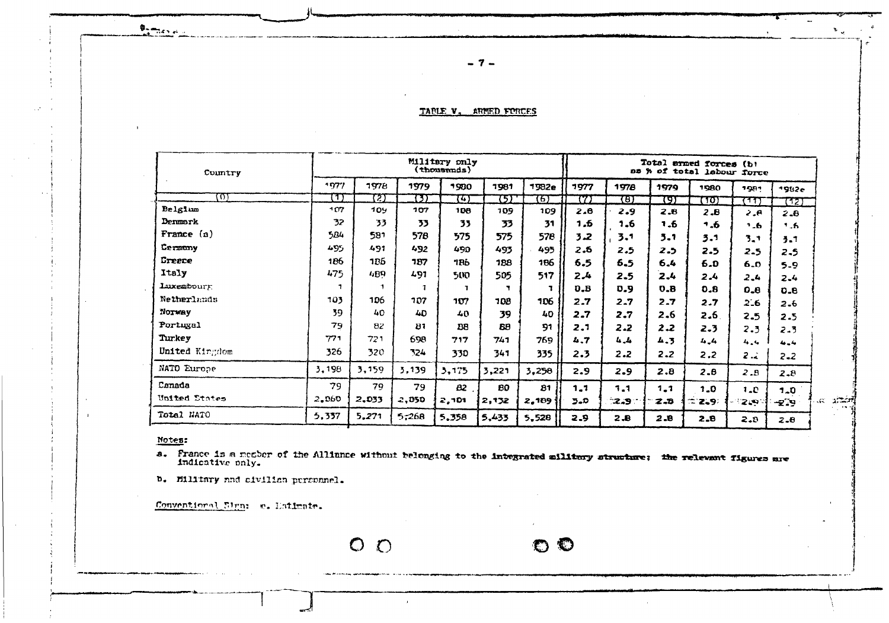## TABLE V. ARMED FORCES

| Country | Military only (thousands) | | | | | | Total armed forces (b) as % of total labour force | | | | | |
|---|---|---|---|---|---|---|---|---|---|---|---|---|
| | 1977 | 1978 | 1979 | 1980 | 1981 | 1982e | 1977 | 1978 | 1979 | 1980 | 1981 | 1982e |
| (0) | (1) | (2) | (3) | (4) | (5) | (6) | (7) | (8) | (9) | (10) | (11) | (12) |
| Belgium | 107 | 109 | 107 | 108 | 109 | 109 | 2.8 | 2.9 | 2.8 | 2.8 | 2.8 | 2.8 |
| Denmark | 32 | 33 | 33 | 33 | 33 | 31 | 1.6 | 1.6 | 1.6 | 1.6 | 1.6 | 1.6 |
| France (a) | 584 | 581 | 578 | 575 | 575 | 578 | 3.2 | 3.1 | 3.1 | 3.1 | 3.1 | 3.1 |
| Germany | 495 | 491 | 492 | 490 | 493 | 495 | 2.6 | 2.5 | 2.5 | 2.5 | 2.5 | 2.5 |
| Greece | 186 | 186 | 187 | 186 | 188 | 186 | 6.5 | 6.5 | 6.4 | 6.0 | 6.0 | 5.9 |
| Italy | 475 | 489 | 491 | 500 | 505 | 517 | 2.4 | 2.5 | 2.4 | 2.4 | 2.4 | 2.4 |
| Luxembourg | 1 | 1 | 1 | 1 | 1 | 1 | 0.8 | 0.9 | 0.8 | 0.8 | 0.8 | 0.8 |
| Netherlands | 103 | 106 | 107 | 107 | 108 | 106 | 2.7 | 2.7 | 2.7 | 2.7 | 2.6 | 2.6 |
| Norway | 39 | 40 | 40 | 40 | 39 | 40 | 2.7 | 2.7 | 2.6 | 2.6 | 2.5 | 2.5 |
| Portugal | 79 | 82 | 81 | 88 | 88 | 91 | 2.1 | 2.2 | 2.2 | 2.3 | 2.3 | 2.3 |
| Turkey | 771 | 721 | 698 | 717 | 741 | 769 | 4.7 | 4.4 | 4.3 | 4.4 | 4.4 | 4.4 |
| United Kingdom | 326 | 320 | 324 | 330 | 341 | 335 | 2.3 | 2.2 | 2.2 | 2.2 | 2.2 | 2.2 |
| NATO Europe | 3,198 | 3,159 | 3,139 | 3,175 | 3,221 | 3,258 | 2.9 | 2.9 | 2.8 | 2.8 | 2.8 | 2.8 |
| Canada | 79 | 79 | 79 | 82 | 80 | 81 | 1.1 | 1.1 | 1.1 | 1.0 | 1.0 | 1.0 |
| United States | 2,060 | 2,033 | 2,050 | 2,101 | 2,132 | 2,189 | 3.0 | 2.9 | 2.8 | 2.9 | 2.9 | 2.9 |
| Total NATO | 5,337 | 5,271 | 5,268 | 5,358 | 5,433 | 5,528 | 2.9 | 2.8 | 2.8 | 2.8 | 2.8 | 2.8 |

Notes:

a. France is a member of the Alliance without belonging to the integrated military structure; the relevant figures are indicative only.

b. Military and civilian personnel.

Conventional Sign: e. Estimate.